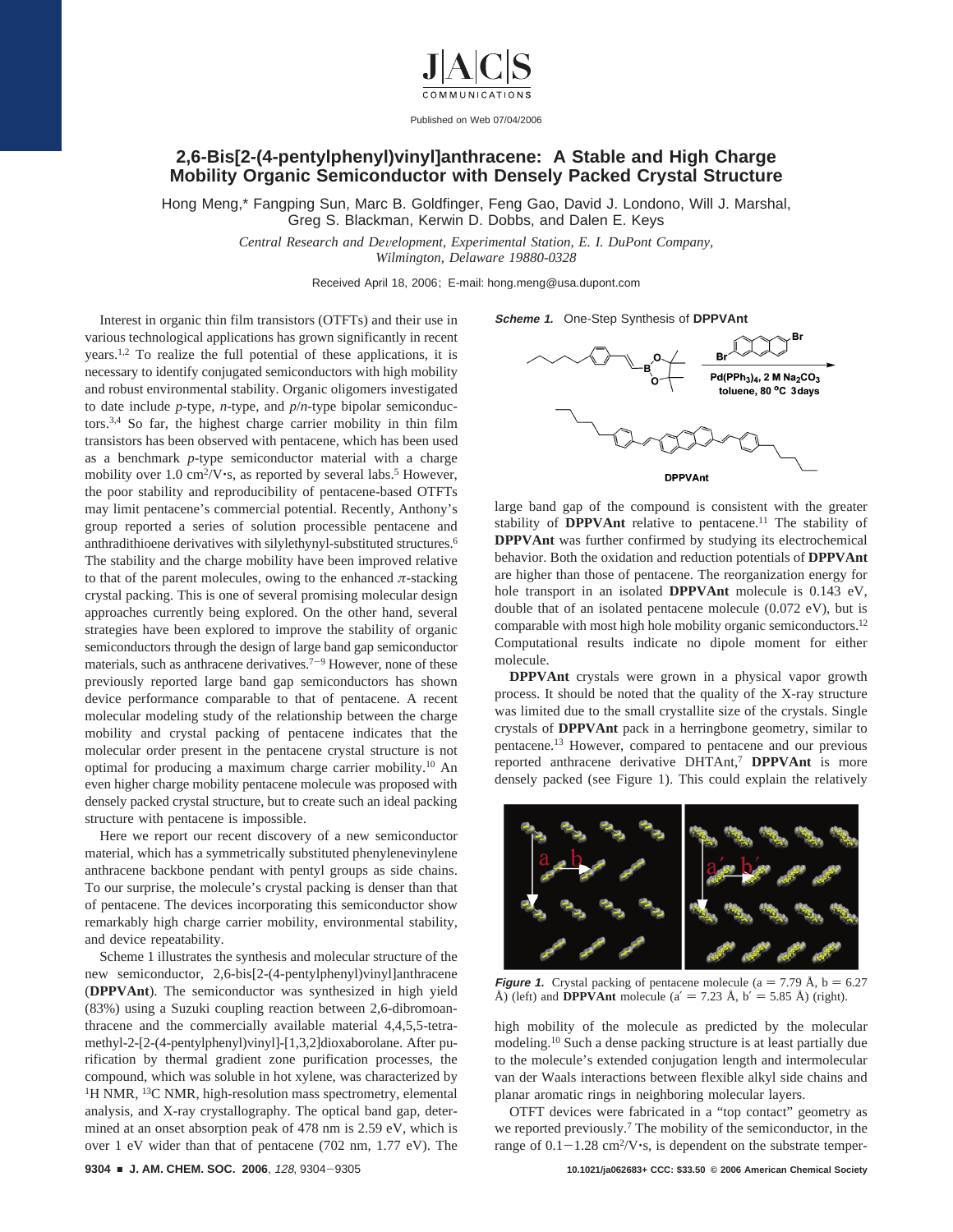# 2,6-Bis[2-(4-pentylphenyl)vinyl]anthracene: A Stable and High Charge Mobility Organic Semiconductor with Densely Packed Crystal Structure

Hong Meng,* Fangping Sun, Marc B. Goldfinger, Feng Gao, David J. Londono, Will J. Marshal, Greg S. Blackman, Kerwin D. Dobbs, and Dalen E. Keys

*Central Research and Development, Experimental Station, E. I. DuPont Company, Wilmington, Delaware 19880-0328*

Received April 18, 2006; E-mail: hong.meng@usa.dupont.com

Published on Web 07/04/2006

Interest in organic thin film transistors (OTFTs) and their use in various technological applications has grown significantly in recent years.[1,2] To realize the full potential of these applications, it is necessary to identify conjugated semiconductors with high mobility and robust environmental stability. Organic oligomers investigated to date include *p*-type, *n*-type, and *p*/*n*-type bipolar semiconductors.[3,4] So far, the highest charge carrier mobility in thin film transistors has been observed with pentacene, which has been used as a benchmark *p*-type semiconductor material with a charge mobility over 1.0 cm$^2$/V·s, as reported by several labs.[5] However, the poor stability and reproducibility of pentacene-based OTFTs may limit pentacene's commercial potential. Recently, Anthony's group reported a series of solution processible pentacene and anthradithioene derivatives with silylethynyl-substituted structures.[6] The stability and the charge mobility have been improved relative to that of the parent molecules, owing to the enhanced $\pi$-stacking crystal packing. This is one of several promising molecular design approaches currently being explored. On the other hand, several strategies have been explored to improve the stability of organic semiconductors through the design of large band gap semiconductor materials, such as anthracene derivatives.[7-9] However, none of these previously reported large band gap semiconductors has shown device performance comparable to that of pentacene. A recent molecular modeling study of the relationship between the charge mobility and crystal packing of pentacene indicates that the molecular order present in the pentacene crystal structure is not optimal for producing a maximum charge carrier mobility.[10] An even higher charge mobility pentacene molecule was proposed with densely packed crystal structure, but to create such an ideal packing structure with pentacene is impossible.

Here we report our recent discovery of a new semiconductor material, which has a symmetrically substituted phenylenevinylene anthracene backbone pendant with pentyl groups as side chains. To our surprise, the molecule's crystal packing is denser than that of pentacene. The devices incorporating this semiconductor show remarkably high charge carrier mobility, environmental stability, and device repeatability.

Scheme 1 illustrates the synthesis and molecular structure of the new semiconductor, 2,6-bis[2-(4-pentylphenyl)vinyl]anthracene (**DPPVAnt**). The semiconductor was synthesized in high yield (83%) using a Suzuki coupling reaction between 2,6-dibromoanthracene and the commercially available material 4,4,5,5-tetramethyl-2-[2-(4-pentylphenyl)vinyl]-[1,3,2]dioxaborolane. After purification by thermal gradient zone purification processes, the compound, which was soluble in hot xylene, was characterized by $^1$H NMR, $^{13}$C NMR, high-resolution mass spectrometry, elemental analysis, and X-ray crystallography. The optical band gap, determined at an onset absorption peak of 478 nm is 2.59 eV, which is over 1 eV wider than that of pentacene (702 nm, 1.77 eV). The large band gap of the compound is consistent with the greater stability of **DPPVAnt** relative to pentacene.[11] The stability of **DPPVAnt** was further confirmed by studying its electrochemical behavior. Both the oxidation and reduction potentials of **DPPVAnt** are higher than those of pentacene. The reorganization energy for hole transport in an isolated **DPPVAnt** molecule is 0.143 eV, double that of an isolated pentacene molecule (0.072 eV), but is comparable with most high hole mobility organic semiconductors.[12] Computational results indicate no dipole moment for either molecule.

***Scheme 1.*** One-Step Synthesis of **DPPVAnt**

Pd(PPh$_3$)$_4$, 2 M $Na_2CO_3$, toluene, 80 °C 3days

**DPPVAnt**

**DPPVAnt** crystals were grown in a physical vapor growth process. It should be noted that the quality of the X-ray structure was limited due to the small crystallite size of the crystals. Single crystals of **DPPVAnt** pack in a herringbone geometry, similar to pentacene.[13] However, compared to pentacene and our previous reported anthracene derivative DHTAnt,[7] **DPPVAnt** is more densely packed (see Figure 1). This could explain the relatively high mobility of the molecule as predicted by the molecular modeling.[10] Such a dense packing structure is at least partially due to the molecule's extended conjugation length and intermolecular van der Waals interactions between flexible alkyl side chains and planar aromatic rings in neighboring molecular layers.

***Figure 1.*** Crystal packing of pentacene molecule (a = 7.79 Å, b = 6.27 Å) (left) and **DPPVAnt** molecule (a′ = 7.23 Å, b′ = 5.85 Å) (right).

OTFT devices were fabricated in a "top contact" geometry as we reported previously.[7] The mobility of the semiconductor, in the range of 0.1−1.28 cm$^2$/V·s, is dependent on the substrate temper-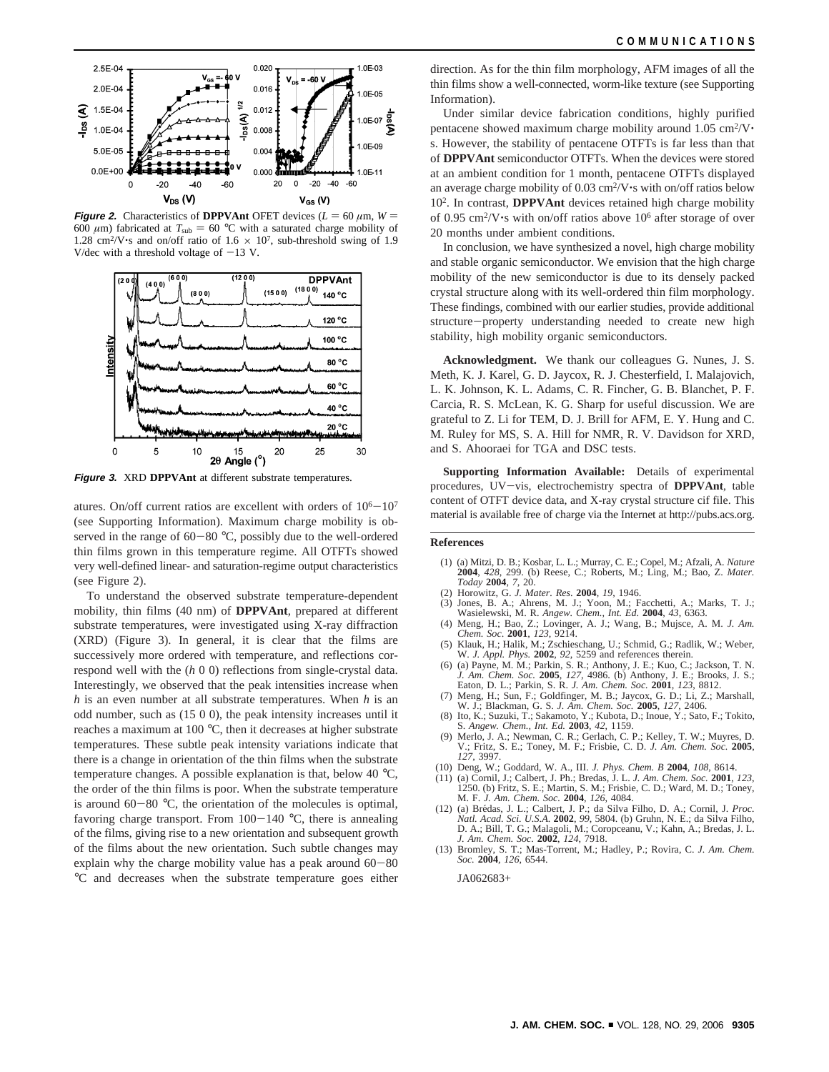2.5E-04
2.0E-04
1.5E-04
1.0E-04
5.0E-05
0.0E+00
$-I_{DS}$ (A)
$V_{GS}$ = -60 V
0 V
0 -20 -40 -60
$V_{DS}$ (V)

0.020
0.016
0.012
0.008
0.004
0.000
$-I_{DS}(A)^{1/2}$
$V_{DS}$ = -60 V
1.0E-03
1.0E-05
1.0E-07
1.0E-09
1.0E-11
$-I_{DS}$ (A)
20 0 -20 -40 -60
$V_{GS}$ (V)

***Figure 2.*** Characteristics of **DPPVAnt** OFET devices ($L$ = 60 $\mu$m, $W$ = 600 $\mu$m) fabricated at $T_{sub}$ = 60 °C with a saturated charge mobility of 1.28 cm²/V·s and on/off ratio of 1.6 × $10^7$, sub-threshold swing of 1.9 V/dec with a threshold voltage of −13 V.

(2 0 0) (4 0 0) (6 0 0) (8 0 0) (12 0 0) (15 0 0) (18 0 0)
DPPVAnt
140 °C
120 °C
100 °C
80 °C
60 °C
40 °C
20 °C
Intensity
0 5 10 15 20 25 30
2θ Angle (°)

***Figure 3.*** XRD **DPPVAnt** at different substrate temperatures.

atures. On/off current ratios are excellent with orders of $10^6$−$10^7$ (see Supporting Information). Maximum charge mobility is observed in the range of 60−80 °C, possibly due to the well-ordered thin films grown in this temperature regime. All OTFTs showed very well-defined linear- and saturation-regime output characteristics (see Figure 2).

To understand the observed substrate temperature-dependent mobility, thin films (40 nm) of **DPPVAnt**, prepared at different substrate temperatures, were investigated using X-ray diffraction (XRD) (Figure 3). In general, it is clear that the films are successively more ordered with temperature, and reflections correspond well with the ($h$ 0 0) reflections from single-crystal data. Interestingly, we observed that the peak intensities increase when $h$ is an even number at all substrate temperatures. When $h$ is an odd number, such as (15 0 0), the peak intensity increases until it reaches a maximum at 100 °C, then it decreases at higher substrate temperatures. These subtle peak intensity variations indicate that there is a change in orientation of the thin films when the substrate temperature changes. A possible explanation is that, below 40 °C, the order of the thin films is poor. When the substrate temperature is around 60−80 °C, the orientation of the molecules is optimal, favoring charge transport. From 100−140 °C, there is annealing of the films, giving rise to a new orientation and subsequent growth of the films about the new orientation. Such subtle changes may explain why the charge mobility value has a peak around 60−80 °C and decreases when the substrate temperature goes either direction. As for the thin film morphology, AFM images of all the thin films show a well-connected, worm-like texture (see Supporting Information).

Under similar device fabrication conditions, highly purified pentacene showed maximum charge mobility around 1.05 cm²/V·s. However, the stability of pentacene OTFTs is far less than that of **DPPVAnt** semiconductor OTFTs. When the devices were stored at an ambient condition for 1 month, pentacene OTFTs displayed an average charge mobility of 0.03 cm²/V·s with on/off ratios below $10^2$. In contrast, **DPPVAnt** devices retained high charge mobility of 0.95 cm²/V·s with on/off ratios above $10^6$ after storage of over 20 months under ambient conditions.

In conclusion, we have synthesized a novel, high charge mobility and stable organic semiconductor. We envision that the high charge mobility of the new semiconductor is due to its densely packed crystal structure along with its well-ordered thin film morphology. These findings, combined with our earlier studies, provide additional structure−property understanding needed to create new high stability, high mobility organic semiconductors.

**Acknowledgment.** We thank our colleagues G. Nunes, J. S. Meth, K. J. Karel, G. D. Jaycox, R. J. Chesterfield, I. Malajovich, L. K. Johnson, K. L. Adams, C. R. Fincher, G. B. Blanchet, P. F. Carcia, R. S. McLean, K. G. Sharp for useful discussion. We are grateful to Z. Li for TEM, D. J. Brill for AFM, E. Y. Hung and C. M. Ruley for MS, S. A. Hill for NMR, R. V. Davidson for XRD, and S. Ahooraei for TGA and DSC tests.

**Supporting Information Available:** Details of experimental procedures, UV−vis, electrochemistry spectra of **DPPVAnt**, table content of OTFT device data, and X-ray crystal structure cif file. This material is available free of charge via the Internet at http://pubs.acs.org.

## References

(1) (a) Mitzi, D. B.; Kosbar, L. L.; Murray, C. E.; Copel, M.; Afzali, A. *Nature* **2004**, *428*, 299. (b) Reese, C.; Roberts, M.; Ling, M.; Bao, Z. *Mater. Today* **2004**, *7*, 20.
(2) Horowitz, G. *J. Mater. Res.* **2004**, *19*, 1946.
(3) Jones, B. A.; Ahrens, M. J.; Yoon, M.; Facchetti, A.; Marks, T. J.; Wasielewski, M. R. *Angew. Chem., Int. Ed.* **2004**, *43*, 6363.
(4) Meng, H.; Bao, Z.; Lovinger, A. J.; Wang, B.; Mujsce, A. M. *J. Am. Chem. Soc.* **2001**, *123*, 9214.
(5) Klauk, H.; Halik, M.; Zschieschang, U.; Schmid, G.; Radlik, W.; Weber, W. *J. Appl. Phys.* **2002**, *92*, 5259 and references therein.
(6) (a) Payne, M. M.; Parkin, S. R.; Anthony, J. E.; Kuo, C.; Jackson, T. N. *J. Am. Chem. Soc.* **2005**, *127*, 4986. (b) Anthony, J. E.; Brooks, J. S.; Eaton, D. L.; Parkin, S. R. *J. Am. Chem. Soc.* **2001**, *123*, 8812.
(7) Meng, H.; Sun, F.; Goldfinger, M. B.; Jaycox, G. D.; Li, Z.; Marshall, W. J.; Blackman, G. S. *J. Am. Chem. Soc.* **2005**, *127*, 2406.
(8) Ito, K.; Suzuki, T.; Sakamoto, Y.; Kubota, D.; Inoue, Y.; Sato, F.; Tokito, S. *Angew. Chem., Int. Ed.* **2003**, *42*, 1159.
(9) Merlo, J. A.; Newman, C. R.; Gerlach, C. P.; Kelley, T. W.; Muyres, D. V.; Fritz, S. E.; Toney, M. F.; Frisbie, C. D. *J. Am. Chem. Soc.* **2005**, *127*, 3997.
(10) Deng, W.; Goddard, W. A., III. *J. Phys. Chem. B* **2004**, *108*, 8614.
(11) (a) Cornil, J.; Calbert, J. Ph.; Bredas, J. L. *J. Am. Chem. Soc.* **2001**, *123*, 1250. (b) Fritz, S. E.; Martin, S. M.; Frisbie, C. D.; Ward, M. D.; Toney, M. F. *J. Am. Chem. Soc.* **2004**, *126*, 4084.
(12) (a) Brédas, J. L.; Calbert, J. P.; da Silva Filho, D. A.; Cornil, J. *Proc. Natl. Acad. Sci. U.S.A.* **2002**, *99*, 5804. (b) Gruhn, N. E.; da Silva Filho, D. A.; Bill, T. G.; Malagoli, M.; Coropceanu, V.; Kahn, A.; Bredas, J. L. *J. Am. Chem. Soc.* **2002**, *124*, 7918.
(13) Bromley, S. T.; Mas-Torrent, M.; Hadley, P.; Rovira, C. *J. Am. Chem. Soc.* **2004**, *126*, 6544.

JA062683+